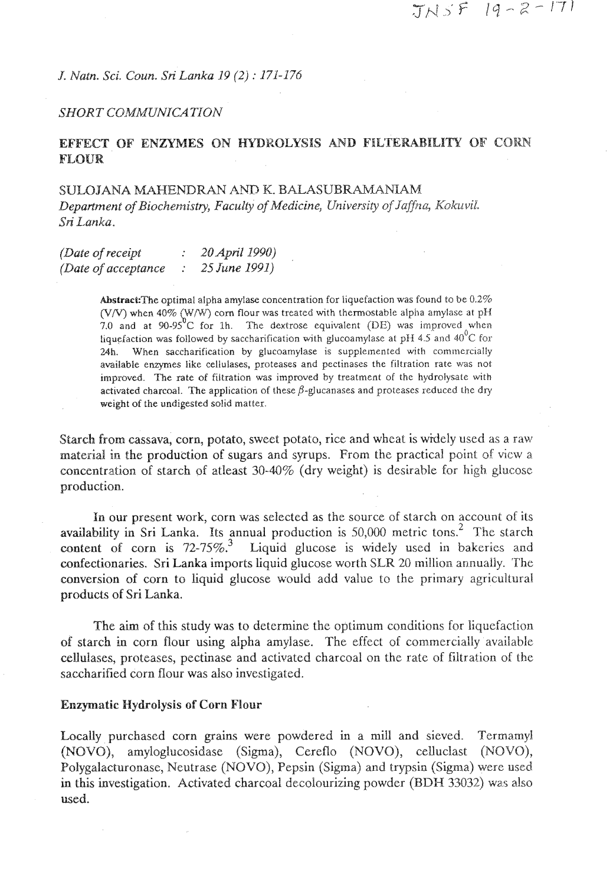*J. Natn. Sci. Coun. Sri Lanka 19 (2) : 171-176*

*SHORT COMMUNICATION*

# EFFECT OF ENZYMES ON HYDROLYSIS AND FILTERABILITY OF CORN FLOUR

SULOJANA MAHENDRAN AND K. BALASUBRAMANIAM

*Department of Biochemistry, Faculty of Medicine, University of Jaffna, Kokuvil. Sri Lanka.*

*(Date of receipt : 20 April 1990)*
*(Date of acceptance : 25 June 1991)*

**Abstract:** The optimal alpha amylase concentration for liquefaction was found to be 0.2% (V/V) when 40% (W/W) corn flour was treated with thermostable alpha amylase at pH 7.0 and at 90-95$^0$C for 1h. The dextrose equivalent (DE) was improved when liquefaction was followed by saccharification with glucoamylase at pH 4.5 and 40$^0$C for 24h. When saccharification by glucoamylase is supplemented with commercially available enzymes like cellulases, proteases and pectinases the filtration rate was not improved. The rate of filtration was improved by treatment of the hydrolysate with activated charcoal. The application of these $\beta$-glucanases and proteases reduced the dry weight of the undigested solid matter.

Starch from cassava, corn, potato, sweet potato, rice and wheat is widely used as a raw material in the production of sugars and syrups. From the practical point of view a concentration of starch of atleast 30-40% (dry weight) is desirable for high glucose production.

In our present work, corn was selected as the source of starch on account of its availability in Sri Lanka. Its annual production is 50,000 metric tons.[2] The starch content of corn is 72-75%.[3] Liquid glucose is widely used in bakeries and confectionaries. Sri Lanka imports liquid glucose worth SLR 20 million annually. The conversion of corn to liquid glucose would add value to the primary agricultural products of Sri Lanka.

The aim of this study was to determine the optimum conditions for liquefaction of starch in corn flour using alpha amylase. The effect of commercially available cellulases, proteases, pectinase and activated charcoal on the rate of filtration of the saccharified corn flour was also investigated.

### Enzymatic Hydrolysis of Corn Flour

Locally purchased corn grains were powdered in a mill and sieved. Termamyl (NOVO), amyloglucosidase (Sigma), Cereflo (NOVO), celluclast (NOVO), Polygalacturonase, Neutrase (NOVO), Pepsin (Sigma) and trypsin (Sigma) were used in this investigation. Activated charcoal decolourizing powder (BDH 33032) was also used.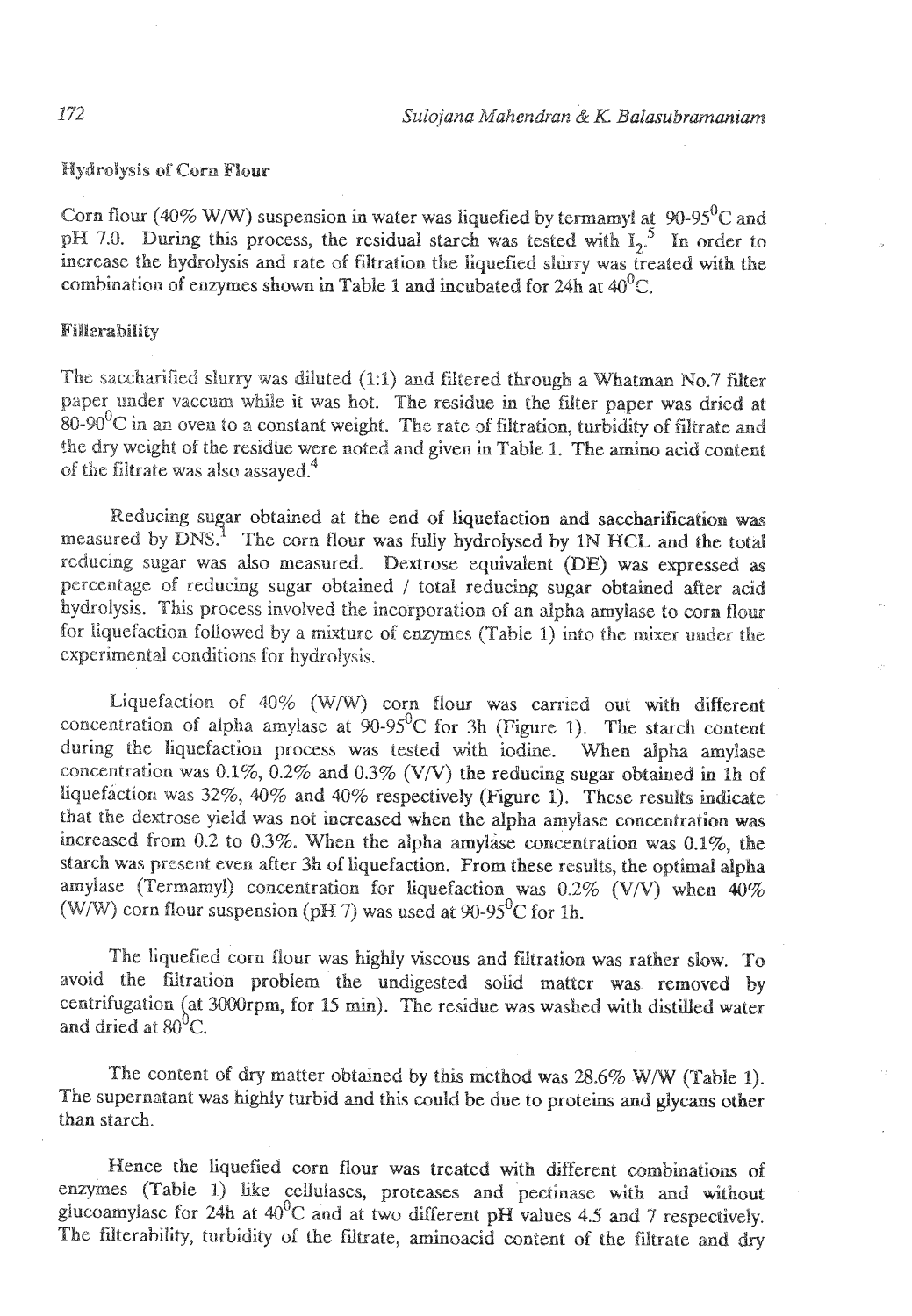### Hydrolysis of Corn Flour

Corn flour (40% W/W) suspension in water was liquefied by termamyl at 90-95$^0$C and pH 7.0. During this process, the residual starch was tested with $I_2$.[5] In order to increase the hydrolysis and rate of filtration the liquefied slurry was treated with the combination of enzymes shown in Table 1 and incubated for 24h at 40$^0$C.

### Fillerability

The saccharified slurry was diluted (1:1) and filtered through a Whatman No.7 filter paper under vaccum while it was hot. The residue in the filter paper was dried at 80-90$^0$C in an oven to a constant weight. The rate of filtration, turbidity of filtrate and the dry weight of the residue were noted and given in Table 1. The amino acid content of the filtrate was also assayed.[4]

Reducing sugar obtained at the end of liquefaction and saccharification was measured by DNS.[1] The corn flour was fully hydrolysed by 1N HCL and the total reducing sugar was also measured. Dextrose equivalent (DE) was expressed as percentage of reducing sugar obtained / total reducing sugar obtained after acid hydrolysis. This process involved the incorporation of an alpha amylase to corn flour for liquefaction followed by a mixture of enzymes (Table 1) into the mixer under the experimental conditions for hydrolysis.

Liquefaction of 40% (W/W) corn flour was carried out with different concentration of alpha amylase at 90-95$^0$C for 3h (Figure 1). The starch content during the liquefaction process was tested with iodine. When alpha amylase concentration was 0.1%, 0.2% and 0.3% (V/V) the reducing sugar obtained in 1h of liquefaction was 32%, 40% and 40% respectively (Figure 1). These results indicate that the dextrose yield was not increased when the alpha amylase concentration was increased from 0.2 to 0.3%. When the alpha amylase concentration was 0.1%, the starch was present even after 3h of liquefaction. From these results, the optimal alpha amylase (Termamyl) concentration for liquefaction was 0.2% (V/V) when 40% (W/W) corn flour suspension (pH 7) was used at 90-95$^0$C for 1h.

The liquefied corn flour was highly viscous and filtration was rather slow. To avoid the filtration problem the undigested solid matter was removed by centrifugation (at 3000rpm, for 15 min). The residue was washed with distilled water and dried at 80$^0$C.

The content of dry matter obtained by this method was 28.6% W/W (Table 1). The supernatant was highly turbid and this could be due to proteins and glycans other than starch.

Hence the liquefied corn flour was treated with different combinations of enzymes (Table 1) like cellulases, proteases and pectinase with and without glucoamylase for 24h at 40$^0$C and at two different pH values 4.5 and 7 respectively. The filterability, turbidity of the filtrate, aminoacid content of the filtrate and dry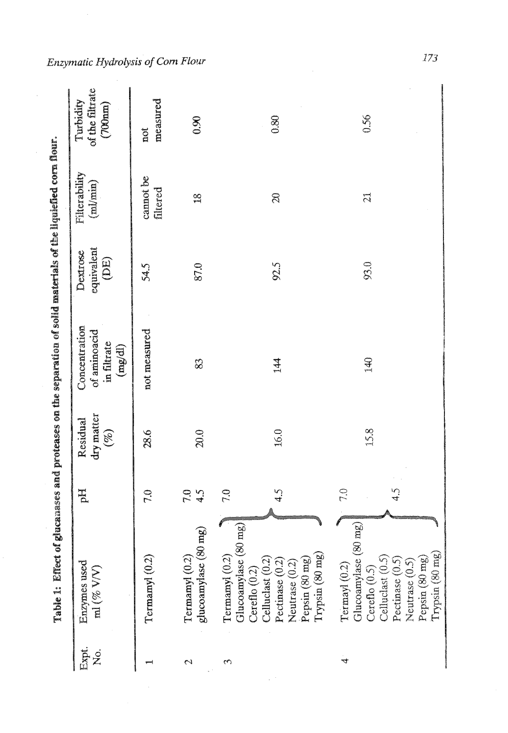**Table 1: Effect of glucanases and proteases on the separation of solid materials of the liquified corn flour.**

| Expt. No. | Enzymes used ml (% V/V) | pH | Residual dry matter (%) | Concentration of aminoacid in filtrate (mg/dl) | Dextrose equivalent (DE) | Filterability (ml/min) | Turbidity of the filtrate (700nm) |
|---|---|---|---|---|---|---|---|
| 1 | Termamyl (0.2) | 7.0 | 28.6 | not measured | 54.5 | cannot be filtered | not measured |
| 2 | Termamyl (0.2)<br>glucoamylase (80 mg) | 7.0<br>4.5 | 20.0 | 83 | 87.0 | 18 | 0.90 |
| 3 | Termamyl (0.2)<br>Glucoamylase (80 mg)<br>Cereflo (0.2)<br>Celluclast (0.2)<br>Pectinase (0.2)<br>Neutrase (0.2)<br>Pepsin (80 mg)<br>Trypsin (80 mg) | 7.0<br>4.5 | 16.0 | 144 | 92.5 | 20 | 0.80 |
| 4 | Termayl (0.2)<br>Glucoamylase (80 mg)<br>Cereflo (0.5)<br>Celluclast (0.5)<br>Pectinase (0.5)<br>Neutrase (0.5)<br>Pepsin (80 mg)<br>Trypsin (80 mg) | 7.0<br>4.5 | 15.8 | 140 | 93.0 | 21 | 0.56 |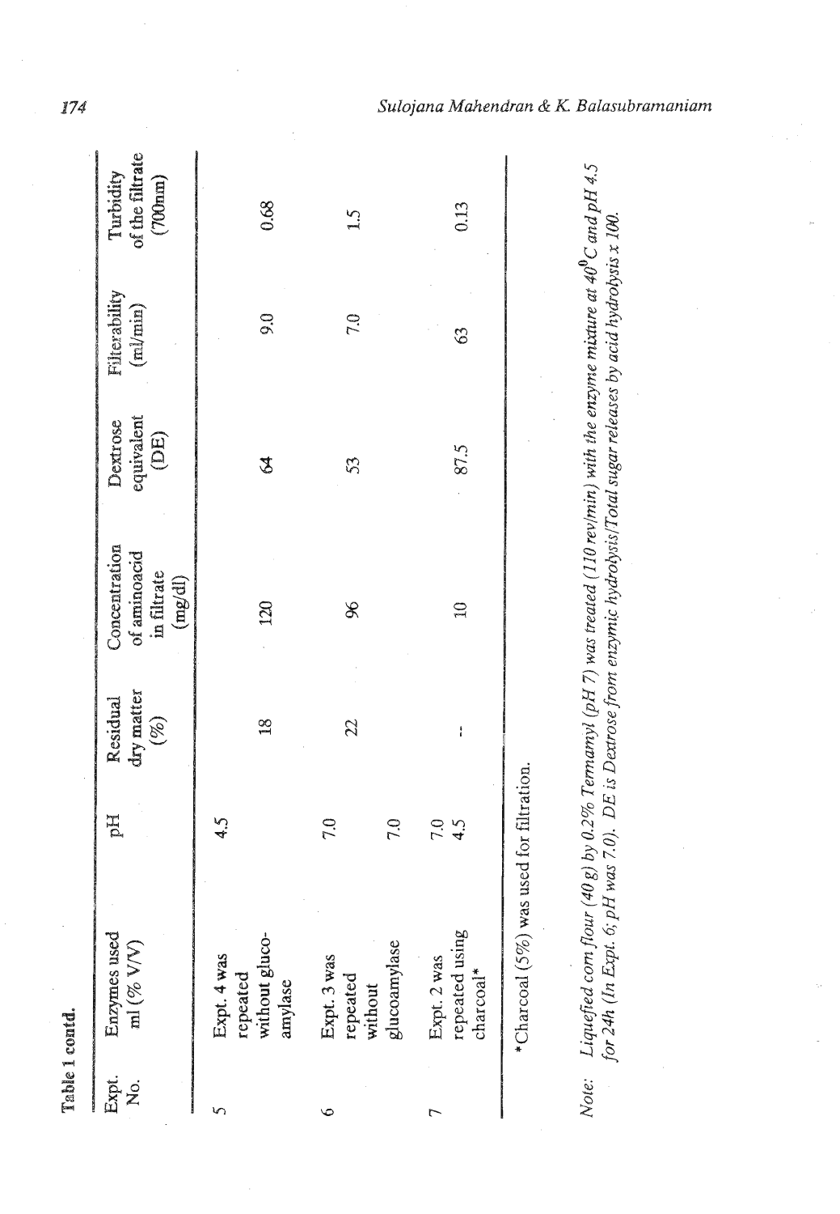**Table 1 contd.**

| Expt. No. | Enzymes used ml (% V/V) | pH | Residual dry matter (%) | Concentration of aminoacid in filtrate (mg/dl) | Dextrose equivalent (DE) | Filterability (ml/min) | Turbidity of the filtrate (700nm) |
|---|---|---|---|---|---|---|---|
| 5 | Expt. 4 was repeated without glucoamylase | 4.5 | 18 | 120 | 64 | 9.0 | 0.68 |
| 6 | Expt. 3 was repeated without glucoamylase | 7.0<br>7.0 | 22 | 96 | 53 | 7.0 | 1.5 |
| 7 | Expt. 2 was repeated using charcoal* | 7.0<br>4.5 | - | 10 | 87.5 | 63 | 0.13 |

*Charcoal (5%) was used for filtration.

*Note: Liquefied corn flour (40 g) by 0.2% Termamyl (pH 7) was treated (110 rev/min) with the enzyme mixture at 40°C and pH 4.5 for 24h (In Expt. 6; pH was 7.0). DE is Dextrose from enzymic hydrolysis/Total sugar releases by acid hydrolysis x 100.*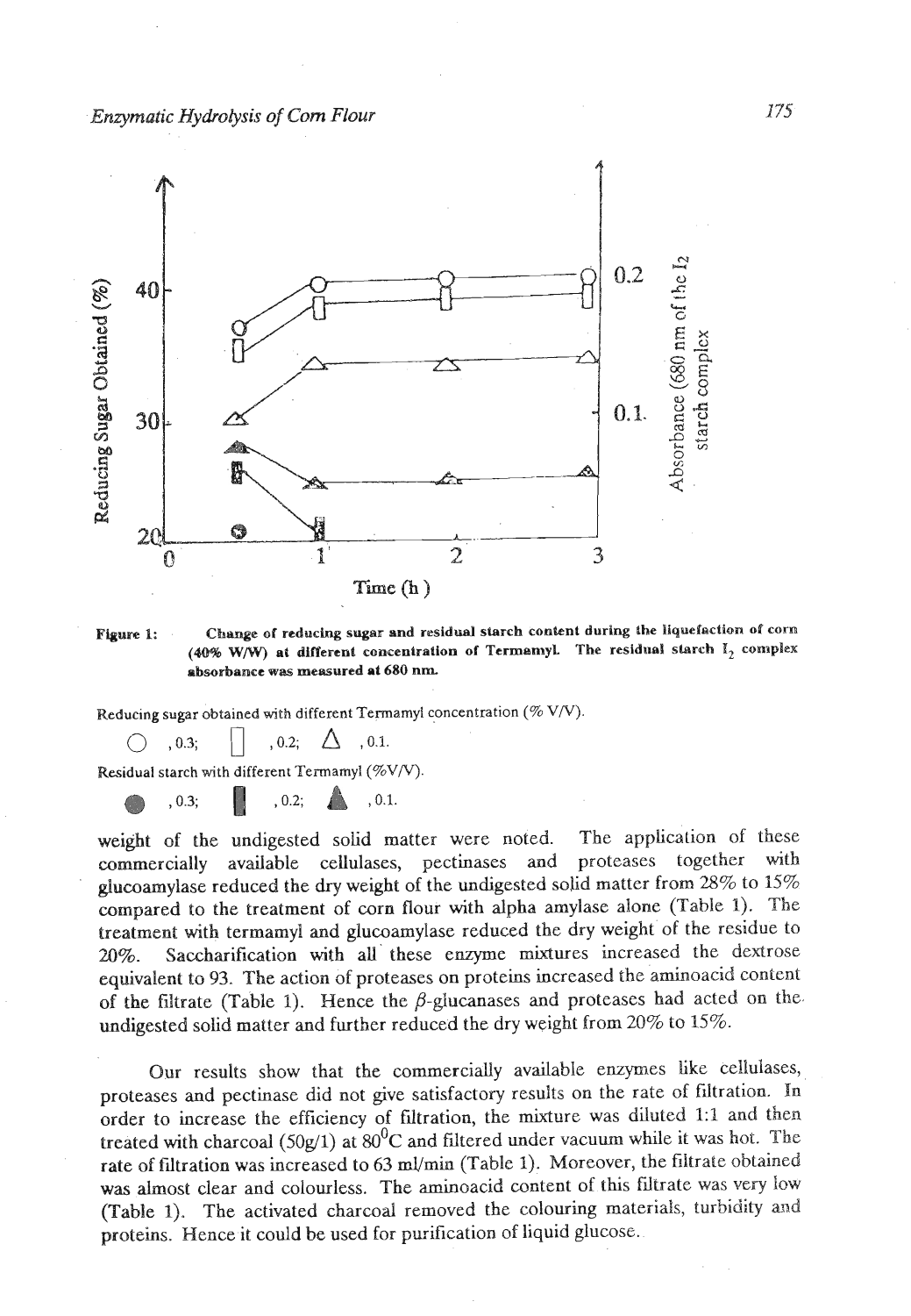Figure 1: **Change of reducing sugar and residual starch content during the liquefaction of corn (40% W/W) at different concentration of Termamyl. The residual starch $I_2$ complex absorbance was measured at 680 nm.**

Reducing sugar obtained with different Termamyl concentration (% V/V).

○ , 0.3; ▯ , 0.2; △ , 0.1.

Residual starch with different Termamyl (%V/V).

● , 0.3; ▮ , 0.2; ▲ , 0.1.

weight of the undigested solid matter were noted. The application of these commercially available cellulases, pectinases and proteases together with glucoamylase reduced the dry weight of the undigested solid matter from 28% to 15% compared to the treatment of corn flour with alpha amylase alone (Table 1). The treatment with termamyl and glucoamylase reduced the dry weight of the residue to 20%. Saccharification with all these enzyme mixtures increased the dextrose equivalent to 93. The action of proteases on proteins increased the aminoacid content of the filtrate (Table 1). Hence the $\beta$-glucanases and proteases had acted on the undigested solid matter and further reduced the dry weight from 20% to 15%.

Our results show that the commercially available enzymes like cellulases, proteases and pectinase did not give satisfactory results on the rate of filtration. In order to increase the efficiency of filtration, the mixture was diluted 1:1 and then treated with charcoal (50g/1) at $80^0$C and filtered under vacuum while it was hot. The rate of filtration was increased to 63 ml/min (Table 1). Moreover, the filtrate obtained was almost clear and colourless. The aminoacid content of this filtrate was very low (Table 1). The activated charcoal removed the colouring materials, turbidity and proteins. Hence it could be used for purification of liquid glucose.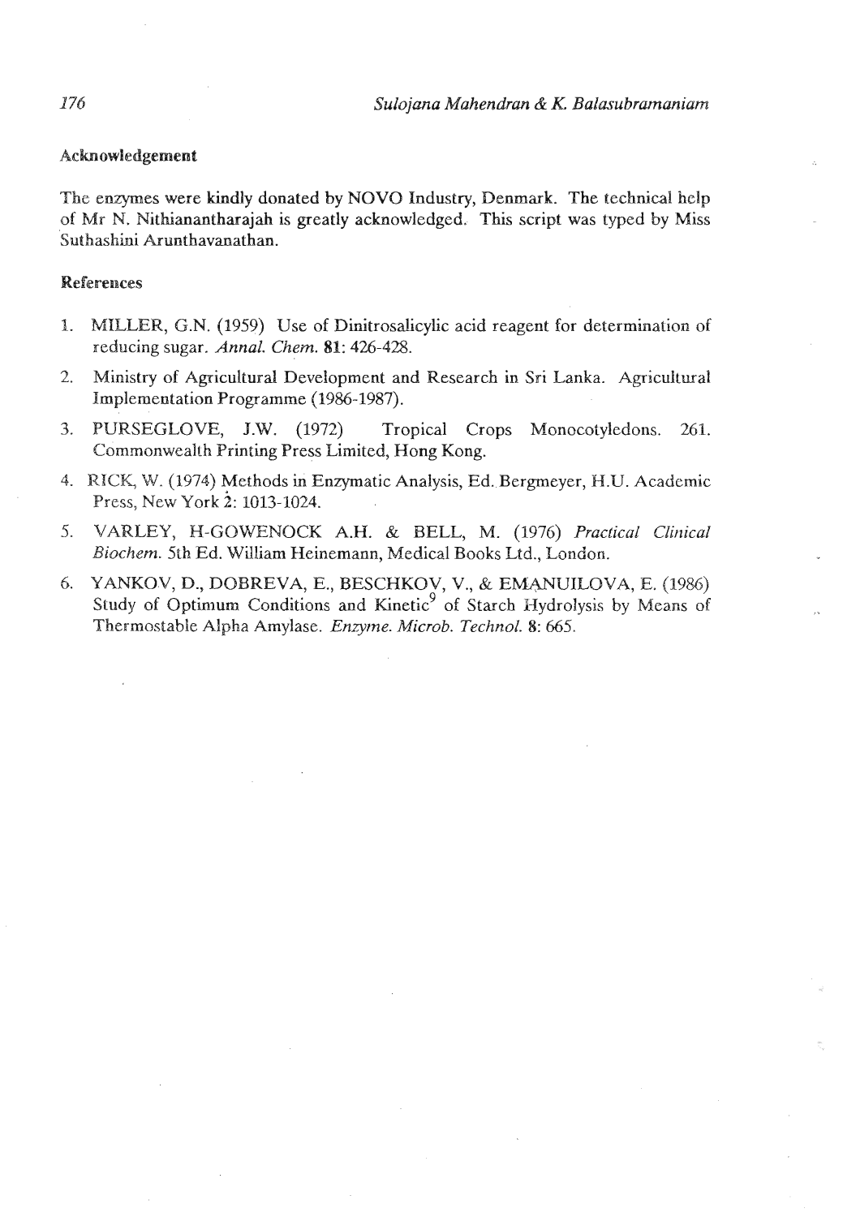## Acknowledgement

The enzymes were kindly donated by NOVO Industry, Denmark. The technical help of Mr N. Nithianantharajah is greatly acknowledged. This script was typed by Miss Suthashini Arunthavanathan.

## References

1. MILLER, G.N. (1959) Use of Dinitrosalicylic acid reagent for determination of reducing sugar. *Annal. Chem.* **81**: 426-428.
2. Ministry of Agricultural Development and Research in Sri Lanka. Agricultural Implementation Programme (1986-1987).
3. PURSEGLOVE, J.W. (1972) Tropical Crops Monocotyledons. 261. Commonwealth Printing Press Limited, Hong Kong.
4. RICK, W. (1974) Methods in Enzymatic Analysis, Ed. Bergmeyer, H.U. Academic Press, New York 2: 1013-1024.
5. VARLEY, H-GOWENOCK A.H. & BELL, M. (1976) *Practical Clinical Biochem.* 5th Ed. William Heinemann, Medical Books Ltd., London.
6. YANKOV, D., DOBREVA, E., BESCHKOV, V., & EMANUILOVA, E. (1986) Study of Optimum Conditions and Kinetic[9] of Starch Hydrolysis by Means of Thermostable Alpha Amylase. *Enzyme. Microb. Technol.* **8**: 665.